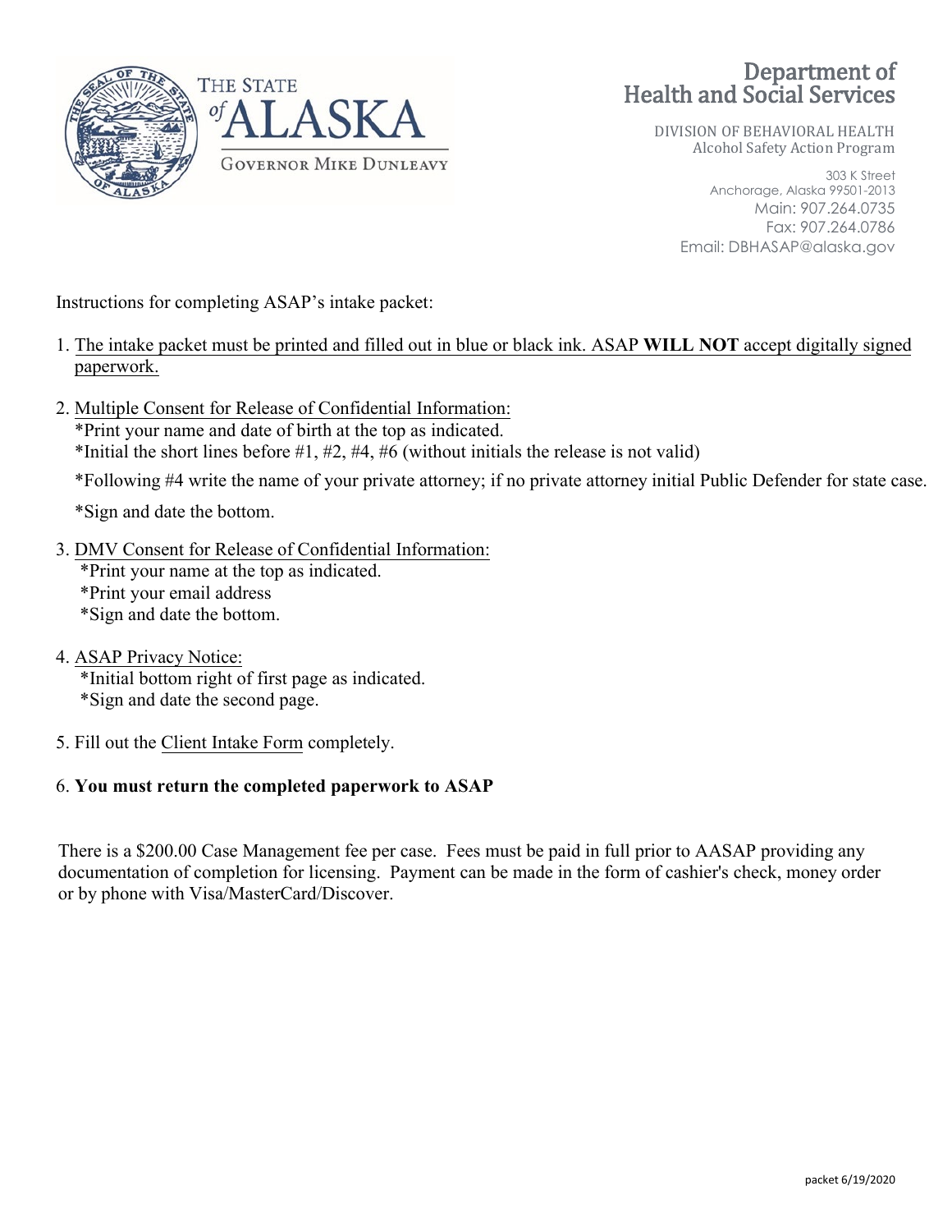THE STATE of ALASKA

GOVERNOR MIKE DUNLEAVY

# Department of Health and Social Services

DIVISION OF BEHAVIORAL HEALTH
Alcohol Safety Action Program

303 K Street
Anchorage, Alaska 99501-2013
Main: 907.264.0735
Fax: 907.264.0786
Email: DBHASAP@alaska.gov

Instructions for completing ASAP's intake packet:

1. The intake packet must be printed and filled out in blue or black ink. ASAP **WILL NOT** accept digitally signed paperwork.

2. Multiple Consent for Release of Confidential Information:
   *Print your name and date of birth at the top as indicated.
   *Initial the short lines before #1, #2, #4, #6 (without initials the release is not valid)
   *Following #4 write the name of your private attorney; if no private attorney initial Public Defender for state case.
   *Sign and date the bottom.

3. DMV Consent for Release of Confidential Information:
   *Print your name at the top as indicated.
   *Print your email address
   *Sign and date the bottom.

4. ASAP Privacy Notice:
   *Initial bottom right of first page as indicated.
   *Sign and date the second page.

5. Fill out the Client Intake Form completely.

6. **You must return the completed paperwork to ASAP**

There is a $200.00 Case Management fee per case. Fees must be paid in full prior to AASAP providing any documentation of completion for licensing. Payment can be made in the form of cashier's check, money order or by phone with Visa/MasterCard/Discover.

packet 6/19/2020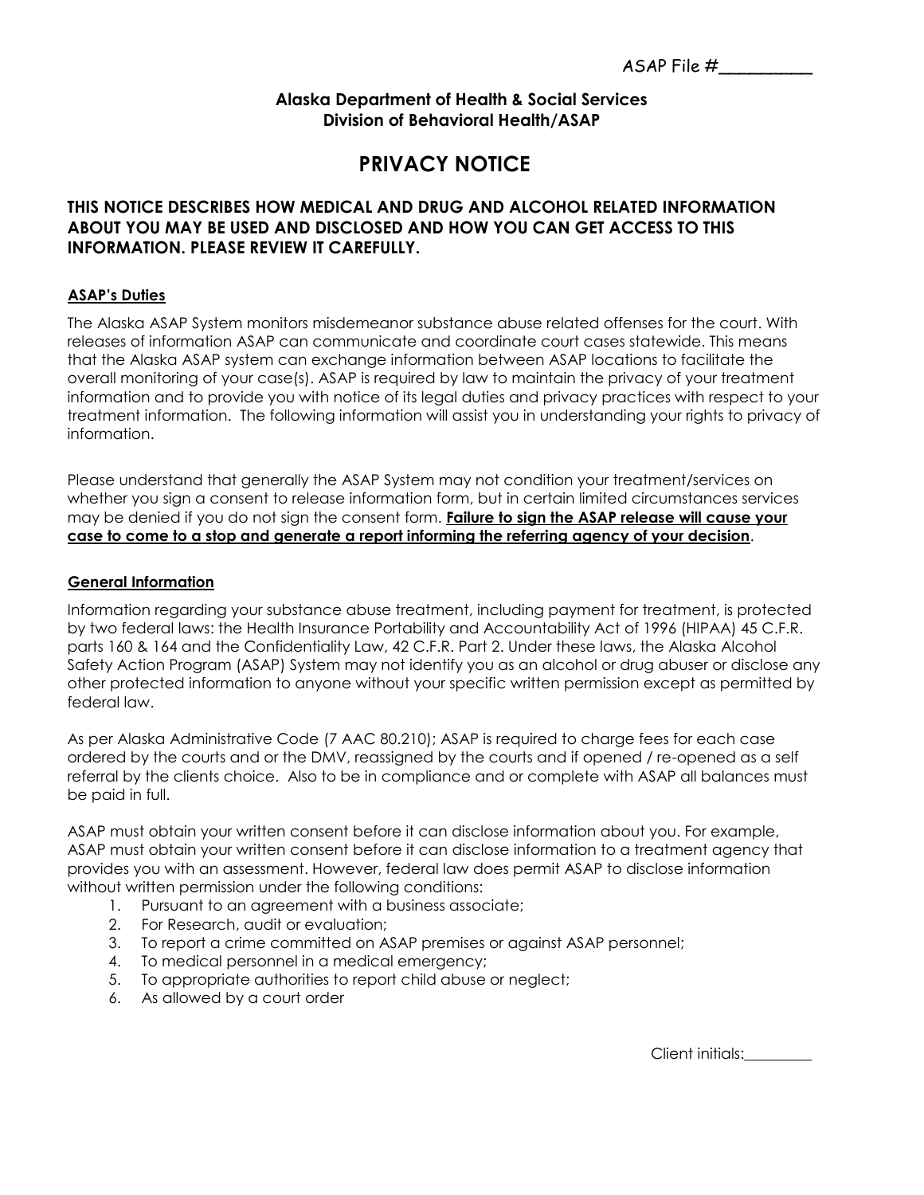ASAP File #_________

**Alaska Department of Health & Social Services**
**Division of Behavioral Health/ASAP**

# PRIVACY NOTICE

**THIS NOTICE DESCRIBES HOW MEDICAL AND DRUG AND ALCOHOL RELATED INFORMATION ABOUT YOU MAY BE USED AND DISCLOSED AND HOW YOU CAN GET ACCESS TO THIS INFORMATION. PLEASE REVIEW IT CAREFULLY.**

## ASAP's Duties

The Alaska ASAP System monitors misdemeanor substance abuse related offenses for the court. With releases of information ASAP can communicate and coordinate court cases statewide. This means that the Alaska ASAP system can exchange information between ASAP locations to facilitate the overall monitoring of your case(s). ASAP is required by law to maintain the privacy of your treatment information and to provide you with notice of its legal duties and privacy practices with respect to your treatment information. The following information will assist you in understanding your rights to privacy of information.

Please understand that generally the ASAP System may not condition your treatment/services on whether you sign a consent to release information form, but in certain limited circumstances services may be denied if you do not sign the consent form. **Failure to sign the ASAP release will cause your case to come to a stop and generate a report informing the referring agency of your decision**.

## General Information

Information regarding your substance abuse treatment, including payment for treatment, is protected by two federal laws: the Health Insurance Portability and Accountability Act of 1996 (HIPAA) 45 C.F.R. parts 160 & 164 and the Confidentiality Law, 42 C.F.R. Part 2. Under these laws, the Alaska Alcohol Safety Action Program (ASAP) System may not identify you as an alcohol or drug abuser or disclose any other protected information to anyone without your specific written permission except as permitted by federal law.

As per Alaska Administrative Code (7 AAC 80.210); ASAP is required to charge fees for each case ordered by the courts and or the DMV, reassigned by the courts and if opened / re-opened as a self referral by the clients choice. Also to be in compliance and or complete with ASAP all balances must be paid in full.

ASAP must obtain your written consent before it can disclose information about you. For example, ASAP must obtain your written consent before it can disclose information to a treatment agency that provides you with an assessment. However, federal law does permit ASAP to disclose information without written permission under the following conditions:

1. Pursuant to an agreement with a business associate;
2. For Research, audit or evaluation;
3. To report a crime committed on ASAP premises or against ASAP personnel;
4. To medical personnel in a medical emergency;
5. To appropriate authorities to report child abuse or neglect;
6. As allowed by a court order

Client initials:_________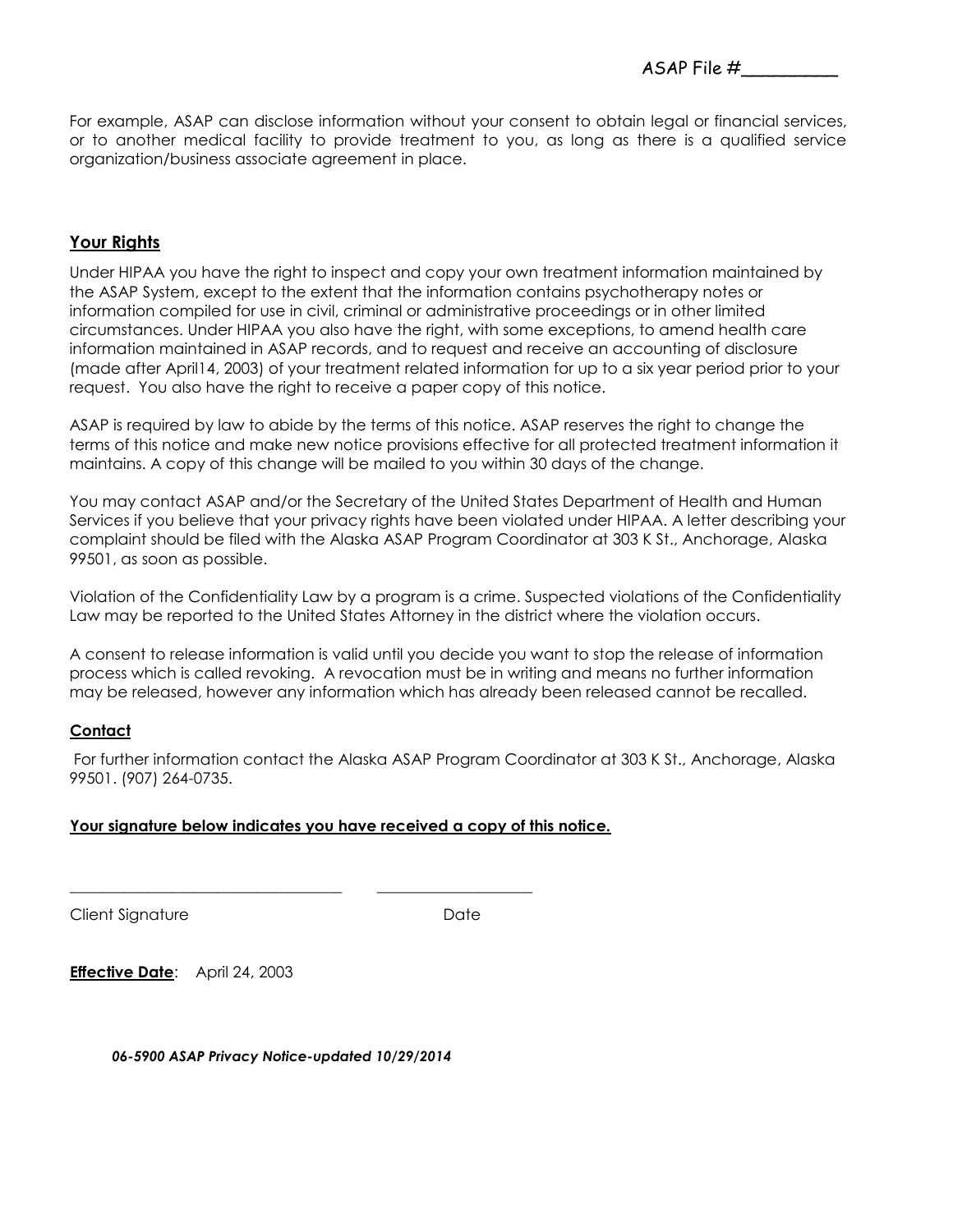ASAP File #_________

For example, ASAP can disclose information without your consent to obtain legal or financial services, or to another medical facility to provide treatment to you, as long as there is a qualified service organization/business associate agreement in place.

## Your Rights

Under HIPAA you have the right to inspect and copy your own treatment information maintained by the ASAP System, except to the extent that the information contains psychotherapy notes or information compiled for use in civil, criminal or administrative proceedings or in other limited circumstances. Under HIPAA you also have the right, with some exceptions, to amend health care information maintained in ASAP records, and to request and receive an accounting of disclosure (made after April14, 2003) of your treatment related information for up to a six year period prior to your request. You also have the right to receive a paper copy of this notice.

ASAP is required by law to abide by the terms of this notice. ASAP reserves the right to change the terms of this notice and make new notice provisions effective for all protected treatment information it maintains. A copy of this change will be mailed to you within 30 days of the change.

You may contact ASAP and/or the Secretary of the United States Department of Health and Human Services if you believe that your privacy rights have been violated under HIPAA. A letter describing your complaint should be filed with the Alaska ASAP Program Coordinator at 303 K St., Anchorage, Alaska 99501, as soon as possible.

Violation of the Confidentiality Law by a program is a crime. Suspected violations of the Confidentiality Law may be reported to the United States Attorney in the district where the violation occurs.

A consent to release information is valid until you decide you want to stop the release of information process which is called revoking. A revocation must be in writing and means no further information may be released, however any information which has already been released cannot be recalled.

## Contact

For further information contact the Alaska ASAP Program Coordinator at 303 K St., Anchorage, Alaska 99501. (907) 264-0735.

**Your signature below indicates you have received a copy of this notice.**

_________________________________ ____________________

Client Signature Date

**Effective Date**: April 24, 2003

***06-5900 ASAP Privacy Notice-updated 10/29/2014***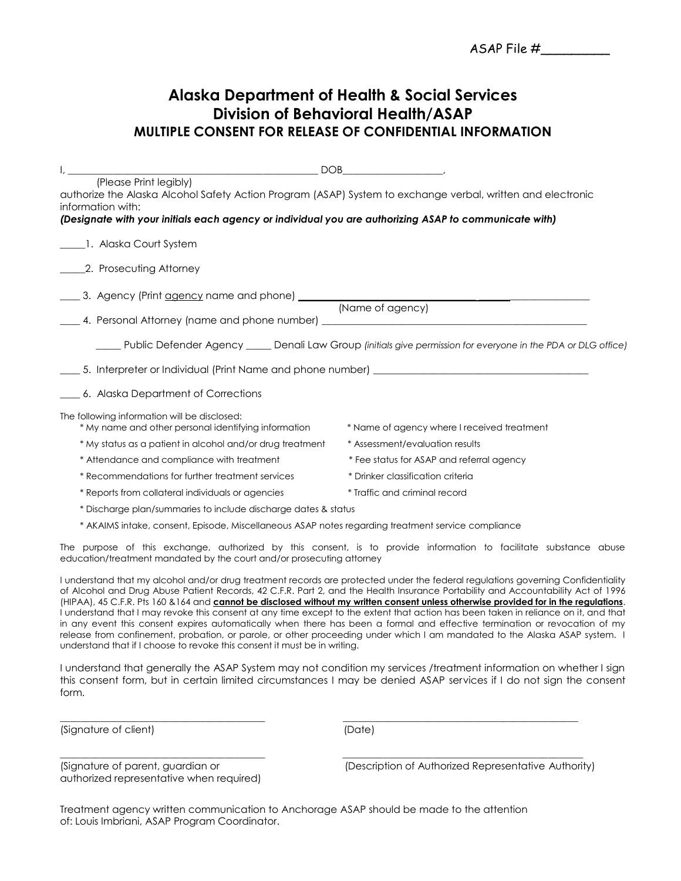ASAP File #_________

# Alaska Department of Health & Social Services
# Division of Behavioral Health/ASAP
## MULTIPLE CONSENT FOR RELEASE OF CONFIDENTIAL INFORMATION

I, _______________________________________________ DOB___________________,
(Please Print legibly)
authorize the Alaska Alcohol Safety Action Program (ASAP) System to exchange verbal, written and electronic information with:
***(Designate with your initials each agency or individual you are authorizing ASAP to communicate with)***

_____1. Alaska Court System

_____2. Prosecuting Attorney

____ 3. Agency (Print agency name and phone) ___________________________________________________
(Name of agency)

____ 4. Personal Attorney (name and phone number) ___________________________________________________

_____ Public Defender Agency _____ Denali Law Group *(initials give permission for everyone in the PDA or DLG office)*

____ 5. Interpreter or Individual (Print Name and phone number) ___________________________________________

____ 6. Alaska Department of Corrections

The following information will be disclosed:

* My name and other personal identifying information
* Name of agency where I received treatment
* My status as a patient in alcohol and/or drug treatment
* Assessment/evaluation results
* Attendance and compliance with treatment
* Fee status for ASAP and referral agency
* Recommendations for further treatment services
* Drinker classification criteria
* Reports from collateral individuals or agencies
* Traffic and criminal record
* Discharge plan/summaries to include discharge dates & status
* AKAIMS intake, consent, Episode, Miscellaneous ASAP notes regarding treatment service compliance

The purpose of this exchange, authorized by this consent, is to provide information to facilitate substance abuse education/treatment mandated by the court and/or prosecuting attorney

I understand that my alcohol and/or drug treatment records are protected under the federal regulations governing Confidentiality of Alcohol and Drug Abuse Patient Records, 42 C.F.R. Part 2, and the Health Insurance Portability and Accountability Act of 1996 (HIPAA), 45 C.F.R. Pts 160 &164 and **cannot be disclosed without my written consent unless otherwise provided for in the regulations**. I understand that I may revoke this consent at any time except to the extent that action has been taken in reliance on it, and that in any event this consent expires automatically when there has been a formal and effective termination or revocation of my release from confinement, probation, or parole, or other proceeding under which I am mandated to the Alaska ASAP system. I understand that if I choose to revoke this consent it must be in writing.

I understand that generally the ASAP System may not condition my services /treatment information on whether I sign this consent form, but in certain limited circumstances I may be denied ASAP services if I do not sign the consent form.

_______________________________________ _______________________________________
(Signature of client) (Date)

_______________________________________ _______________________________________
(Signature of parent, guardian or authorized representative when required) (Description of Authorized Representative Authority)

Treatment agency written communication to Anchorage ASAP should be made to the attention of: Louis Imbriani, ASAP Program Coordinator.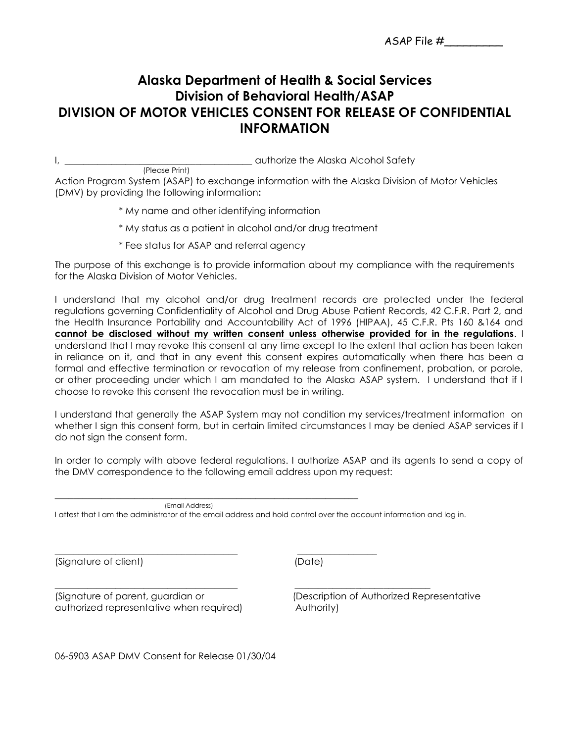ASAP File #_________

# Alaska Department of Health & Social Services
## Division of Behavioral Health/ASAP
## DIVISION OF MOTOR VEHICLES CONSENT FOR RELEASE OF CONFIDENTIAL INFORMATION

I, ________________________________________ authorize the Alaska Alcohol Safety
(Please Print)
Action Program System (ASAP) to exchange information with the Alaska Division of Motor Vehicles (DMV) by providing the following information**:**

* My name and other identifying information
* My status as a patient in alcohol and/or drug treatment
* Fee status for ASAP and referral agency

The purpose of this exchange is to provide information about my compliance with the requirements for the Alaska Division of Motor Vehicles.

I understand that my alcohol and/or drug treatment records are protected under the federal regulations governing Confidentiality of Alcohol and Drug Abuse Patient Records, 42 C.F.R. Part 2, and the Health Insurance Portability and Accountability Act of 1996 (HIPAA), 45 C.F.R. Pts 160 &164 and **cannot be disclosed without my written consent unless otherwise provided for in the regulations**. I understand that I may revoke this consent at any time except to the extent that action has been taken in reliance on it, and that in any event this consent expires automatically when there has been a formal and effective termination or revocation of my release from confinement, probation, or parole, or other proceeding under which I am mandated to the Alaska ASAP system. I understand that if I choose to revoke this consent the revocation must be in writing.

I understand that generally the ASAP System may not condition my services/treatment information on whether I sign this consent form, but in certain limited circumstances I may be denied ASAP services if I do not sign the consent form.

In order to comply with above federal regulations. I authorize ASAP and its agents to send a copy of the DMV correspondence to the following email address upon my request:

_________________________________________________________________
(Email Address)

I attest that I am the administrator of the email address and hold control over the account information and log in.

_______________________________________ _________________
(Signature of client) (Date)

_______________________________________ ____________________________
(Signature of parent, guardian or authorized representative when required) (Description of Authorized Representative Authority)

06-5903 ASAP DMV Consent for Release 01/30/04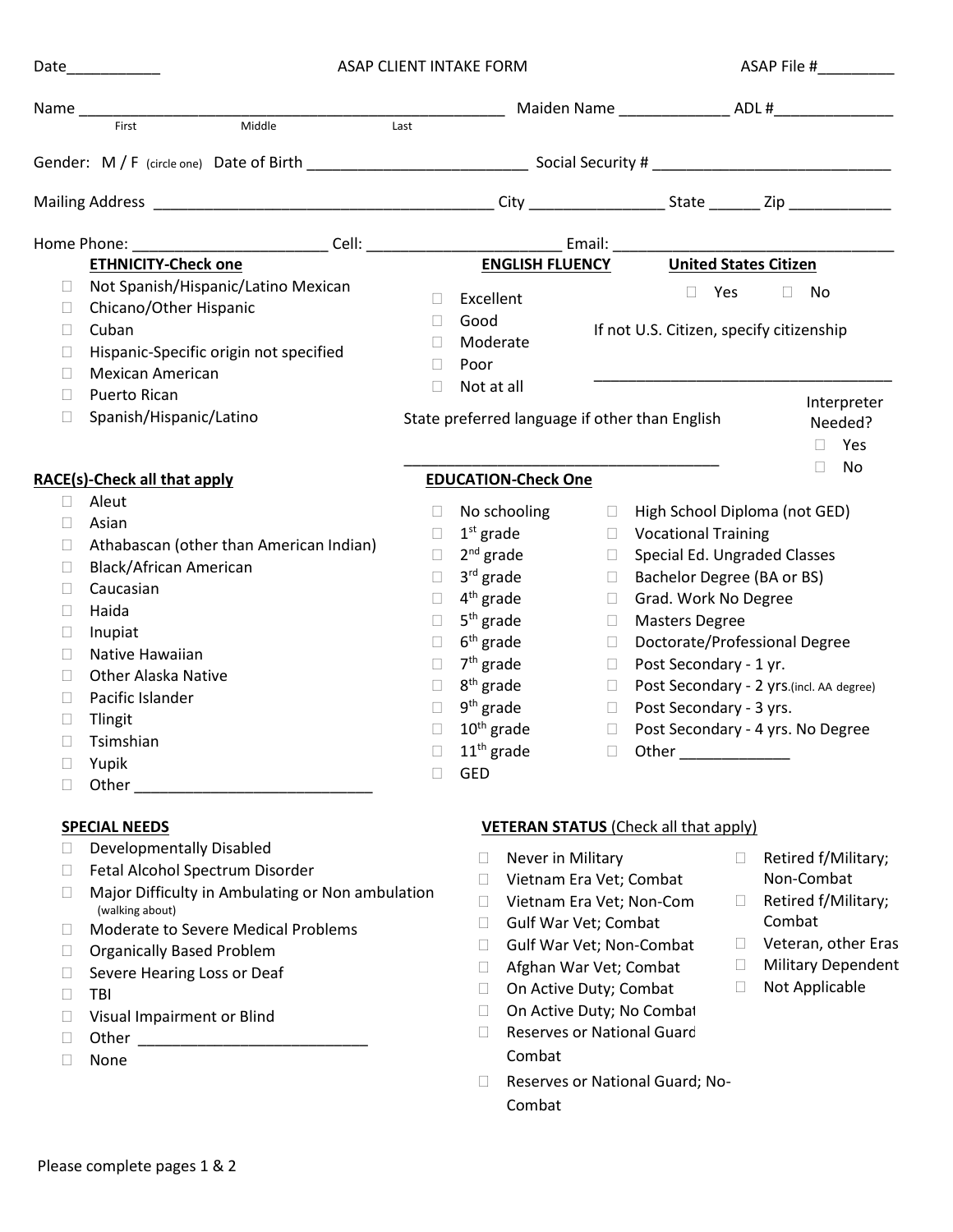Date___________ ASAP CLIENT INTAKE FORM ASAP File #_________

Name ___________________________________________________ Maiden Name _____________ ADL #______________
First Middle Last

Gender: M / F (circle one) Date of Birth _________________________ Social Security # ___________________________

Mailing Address ________________________________________ City ________________ State ______ Zip ____________

Home Phone: ______________________ Cell: ______________________ Email: ________________________________

**ETHNICITY-Check one**

- ☐ Not Spanish/Hispanic/Latino Mexican
- ☐ Chicano/Other Hispanic
- ☐ Cuban
- ☐ Hispanic-Specific origin not specified
- ☐ Mexican American
- ☐ Puerto Rican
- ☐ Spanish/Hispanic/Latino

**ENGLISH FLUENCY**

- ☐ Excellent
- ☐ Good
- ☐ Moderate
- ☐ Poor
- ☐ Not at all

State preferred language if other than English

______________________________________

**United States Citizen**

☐ Yes ☐ No

If not U.S. Citizen, specify citizenship

___________________________________

Interpreter Needed?

- ☐ Yes
- ☐ No

**RACE(s)-Check all that apply**

- ☐ Aleut
- ☐ Asian
- ☐ Athabascan (other than American Indian)
- ☐ Black/African American
- ☐ Caucasian
- ☐ Haida
- ☐ Inupiat
- ☐ Native Hawaiian
- ☐ Other Alaska Native
- ☐ Pacific Islander
- ☐ Tlingit
- ☐ Tsimshian
- ☐ Yupik
- ☐ Other ___________________________

**EDUCATION-Check One**

- ☐ No schooling
- ☐ 1st grade
- ☐ 2nd grade
- ☐ 3rd grade
- ☐ 4th grade
- ☐ 5th grade
- ☐ 6th grade
- ☐ 7th grade
- ☐ 8th grade
- ☐ 9th grade
- ☐ 10th grade
- ☐ 11th grade
- ☐ GED
- ☐ High School Diploma (not GED)
- ☐ Vocational Training
- ☐ Special Ed. Ungraded Classes
- ☐ Bachelor Degree (BA or BS)
- ☐ Grad. Work No Degree
- ☐ Masters Degree
- ☐ Doctorate/Professional Degree
- ☐ Post Secondary - 1 yr.
- ☐ Post Secondary - 2 yrs.(incl. AA degree)
- ☐ Post Secondary - 3 yrs.
- ☐ Post Secondary - 4 yrs. No Degree
- ☐ Other _____________

**SPECIAL NEEDS**

- ☐ Developmentally Disabled
- ☐ Fetal Alcohol Spectrum Disorder
- ☐ Major Difficulty in Ambulating or Non ambulation (walking about)
- ☐ Moderate to Severe Medical Problems
- ☐ Organically Based Problem
- ☐ Severe Hearing Loss or Deaf
- ☐ TBI
- ☐ Visual Impairment or Blind
- ☐ Other ___________________________
- ☐ None

**VETERAN STATUS** (Check all that apply)

- ☐ Never in Military
- ☐ Vietnam Era Vet; Combat
- ☐ Vietnam Era Vet; Non-Com
- ☐ Gulf War Vet; Combat
- ☐ Gulf War Vet; Non-Combat
- ☐ Afghan War Vet; Combat
- ☐ On Active Duty; Combat
- ☐ On Active Duty; No Combat
- ☐ Reserves or National Guard Combat
- ☐ Reserves or National Guard; No-Combat
- ☐ Retired f/Military; Non-Combat
- ☐ Retired f/Military; Combat
- ☐ Veteran, other Eras
- ☐ Military Dependent
- ☐ Not Applicable

Please complete pages 1 & 2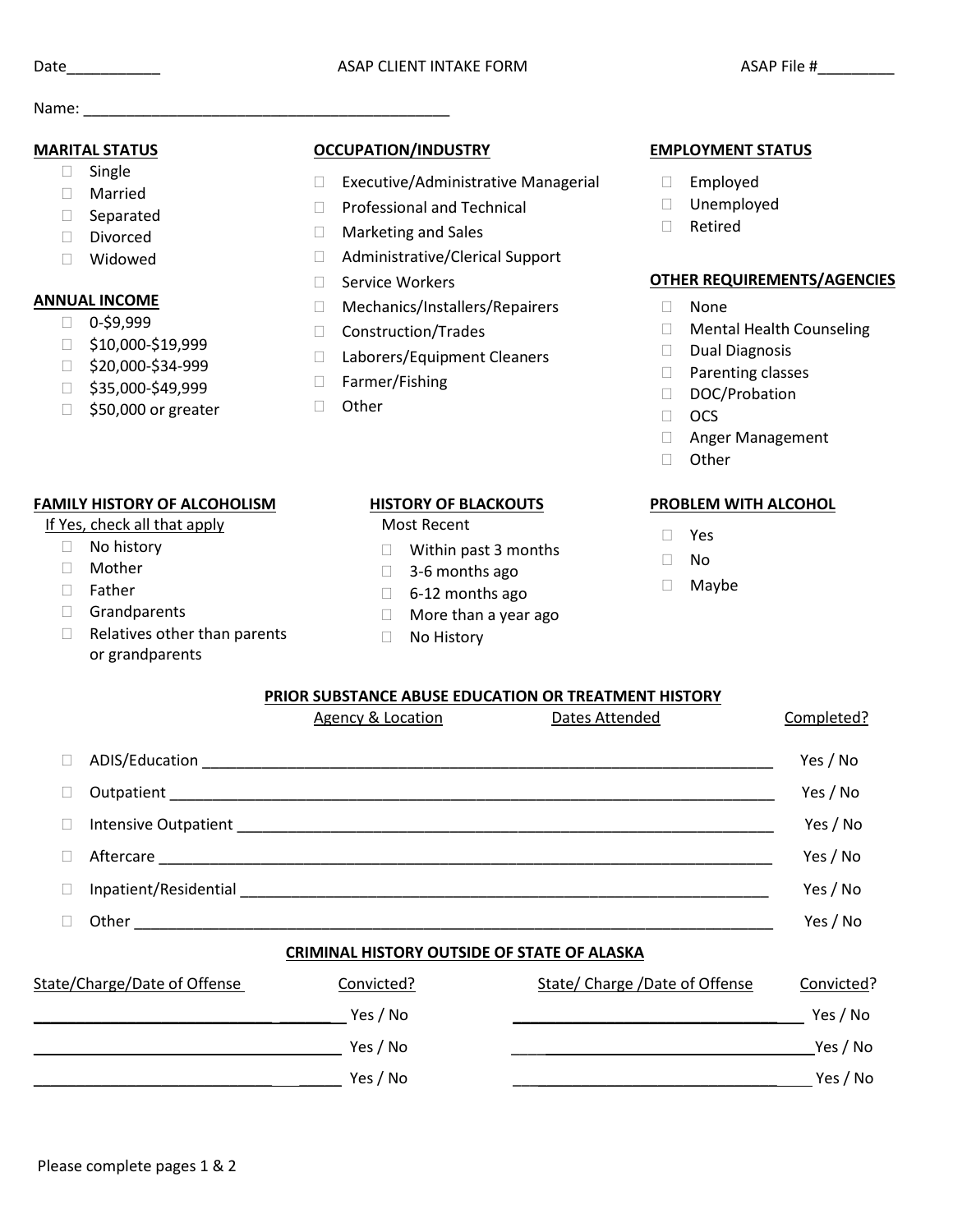Date___________ ASAP CLIENT INTAKE FORM ASAP File #_________

Name: ____________________________________________

**MARITAL STATUS**

- ☐ Single
- ☐ Married
- ☐ Separated
- ☐ Divorced
- ☐ Widowed

**ANNUAL INCOME**

- ☐ 0-$9,999
- ☐ $10,000-$19,999
- ☐ $20,000-$34-999
- ☐ $35,000-$49,999
- ☐ $50,000 or greater

**OCCUPATION/INDUSTRY**

- ☐ Executive/Administrative Managerial
- ☐ Professional and Technical
- ☐ Marketing and Sales
- ☐ Administrative/Clerical Support
- ☐ Service Workers
- ☐ Mechanics/Installers/Repairers
- ☐ Construction/Trades
- ☐ Laborers/Equipment Cleaners
- ☐ Farmer/Fishing
- ☐ Other

**EMPLOYMENT STATUS**

- ☐ Employed
- ☐ Unemployed
- ☐ Retired

**OTHER REQUIREMENTS/AGENCIES**

- ☐ None
- ☐ Mental Health Counseling
- ☐ Dual Diagnosis
- ☐ Parenting classes
- ☐ DOC/Probation
- ☐ OCS
- ☐ Anger Management
- ☐ Other

**FAMILY HISTORY OF ALCOHOLISM**

If Yes, check all that apply

- ☐ No history
- ☐ Mother
- ☐ Father
- ☐ Grandparents
- ☐ Relatives other than parents or grandparents

**HISTORY OF BLACKOUTS**

Most Recent

- ☐ Within past 3 months
- ☐ 3-6 months ago
- ☐ 6-12 months ago
- ☐ More than a year ago
- ☐ No History

**PROBLEM WITH ALCOHOL**

- ☐ Yes
- ☐ No
- ☐ Maybe

**PRIOR SUBSTANCE ABUSE EDUCATION OR TREATMENT HISTORY**

| | Agency & Location | Dates Attended | Completed? |
|---|---|---|---|
| ☐ ADIS/Education | | | Yes / No |
| ☐ Outpatient | | | Yes / No |
| ☐ Intensive Outpatient | | | Yes / No |
| ☐ Aftercare | | | Yes / No |
| ☐ Inpatient/Residential | | | Yes / No |
| ☐ Other | | | Yes / No |

**CRIMINAL HISTORY OUTSIDE OF STATE OF ALASKA**

| State/Charge/Date of Offense | Convicted? | State/ Charge /Date of Offense | Convicted? |
|---|---|---|---|
| | Yes / No | | Yes / No |
| | Yes / No | | Yes / No |
| | Yes / No | | Yes / No |

Please complete pages 1 & 2